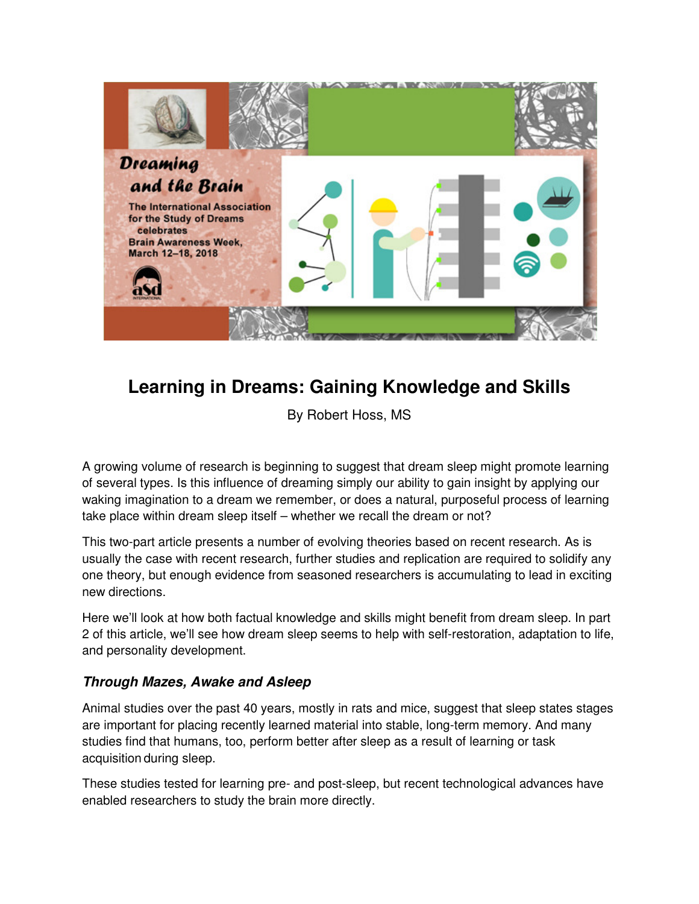# Learning in Dreams: Gaining Knowledge and Skills

By Robert Hoss, MS

A growing volume of research is beginning to suggest that dream sleep might promote learning of several types. Is this influence of dreaming simply our ability to gain insight by applying our waking imagination to a dream we remember, or does a natural, purposeful process of learning take place within dream sleep itself – whether we recall the dream or not?

This two-part article presents a number of evolving theories based on recent research. As is usually the case with recent research, further studies and replication are required to solidify any one theory, but enough evidence from seasoned researchers is accumulating to lead in exciting new directions.

Here we'll look at how both factual knowledge and skills might benefit from dream sleep. In part 2 of this article, we'll see how dream sleep seems to help with self-restoration, adaptation to life, and personality development.

### *Through Mazes, Awake and Asleep*

Animal studies over the past 40 years, mostly in rats and mice, suggest that sleep states stages are important for placing recently learned material into stable, long-term memory. And many studies find that humans, too, perform better after sleep as a result of learning or task acquisition during sleep.

These studies tested for learning pre- and post-sleep, but recent technological advances have enabled researchers to study the brain more directly.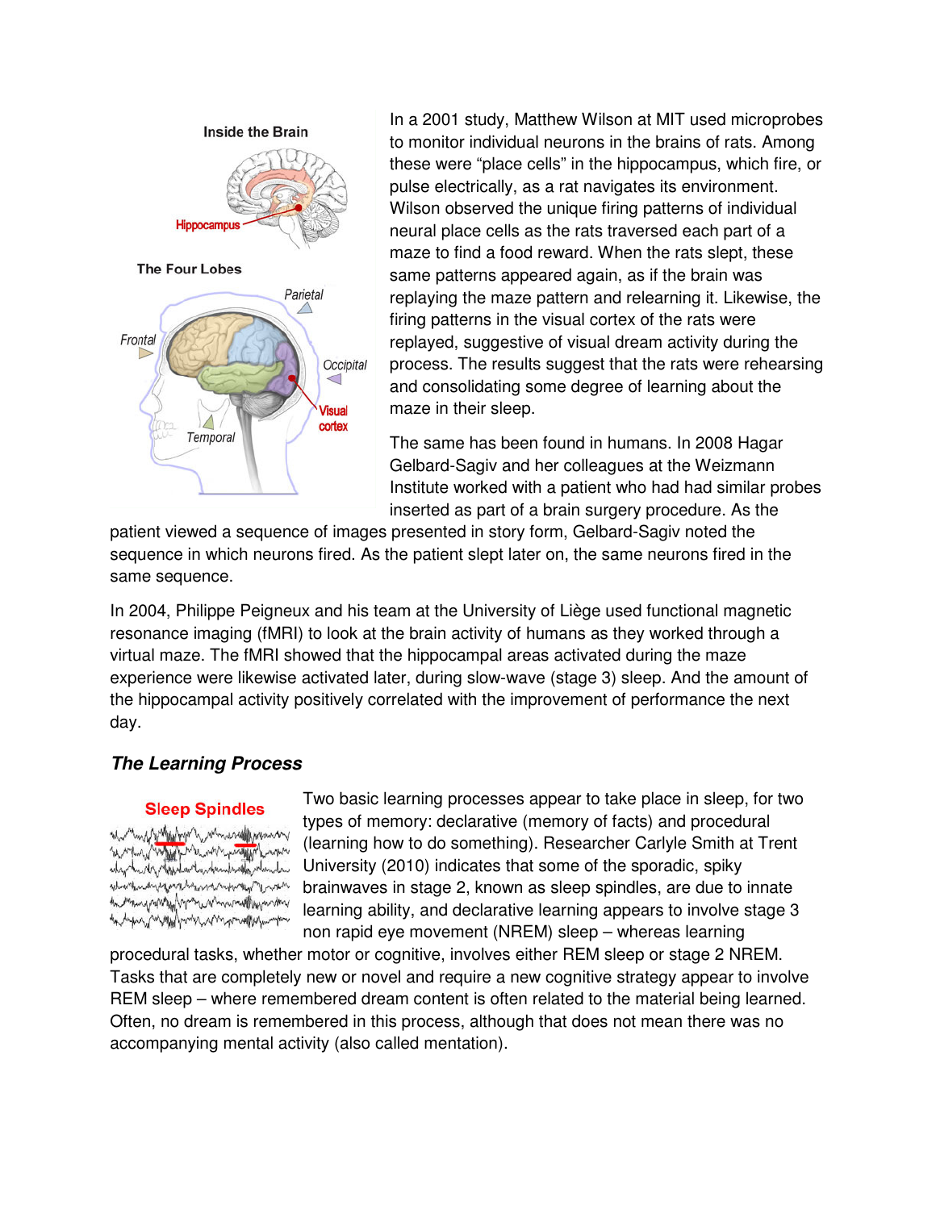In a 2001 study, Matthew Wilson at MIT used microprobes to monitor individual neurons in the brains of rats. Among these were "place cells" in the hippocampus, which fire, or pulse electrically, as a rat navigates its environment. Wilson observed the unique firing patterns of individual neural place cells as the rats traversed each part of a maze to find a food reward. When the rats slept, these same patterns appeared again, as if the brain was replaying the maze pattern and relearning it. Likewise, the firing patterns in the visual cortex of the rats were replayed, suggestive of visual dream activity during the process. The results suggest that the rats were rehearsing and consolidating some degree of learning about the maze in their sleep.

The same has been found in humans. In 2008 Hagar Gelbard-Sagiv and her colleagues at the Weizmann Institute worked with a patient who had had similar probes inserted as part of a brain surgery procedure. As the patient viewed a sequence of images presented in story form, Gelbard-Sagiv noted the sequence in which neurons fired. As the patient slept later on, the same neurons fired in the same sequence.

In 2004, Philippe Peigneux and his team at the University of Liège used functional magnetic resonance imaging (fMRI) to look at the brain activity of humans as they worked through a virtual maze. The fMRI showed that the hippocampal areas activated during the maze experience were likewise activated later, during slow-wave (stage 3) sleep. And the amount of the hippocampal activity positively correlated with the improvement of performance the next day.

### *The Learning Process*

Two basic learning processes appear to take place in sleep, for two types of memory: declarative (memory of facts) and procedural (learning how to do something). Researcher Carlyle Smith at Trent University (2010) indicates that some of the sporadic, spiky brainwaves in stage 2, known as sleep spindles, are due to innate learning ability, and declarative learning appears to involve stage 3 non rapid eye movement (NREM) sleep – whereas learning procedural tasks, whether motor or cognitive, involves either REM sleep or stage 2 NREM. Tasks that are completely new or novel and require a new cognitive strategy appear to involve REM sleep – where remembered dream content is often related to the material being learned. Often, no dream is remembered in this process, although that does not mean there was no accompanying mental activity (also called mentation).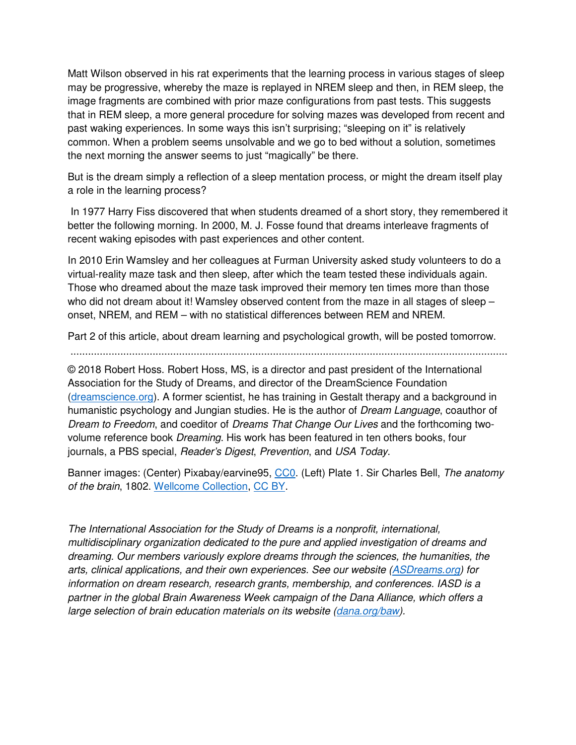Matt Wilson observed in his rat experiments that the learning process in various stages of sleep may be progressive, whereby the maze is replayed in NREM sleep and then, in REM sleep, the image fragments are combined with prior maze configurations from past tests. This suggests that in REM sleep, a more general procedure for solving mazes was developed from recent and past waking experiences. In some ways this isn't surprising; "sleeping on it" is relatively common. When a problem seems unsolvable and we go to bed without a solution, sometimes the next morning the answer seems to just "magically" be there.

But is the dream simply a reflection of a sleep mentation process, or might the dream itself play a role in the learning process?

In 1977 Harry Fiss discovered that when students dreamed of a short story, they remembered it better the following morning. In 2000, M. J. Fosse found that dreams interleave fragments of recent waking episodes with past experiences and other content.

In 2010 Erin Wamsley and her colleagues at Furman University asked study volunteers to do a virtual-reality maze task and then sleep, after which the team tested these individuals again. Those who dreamed about the maze task improved their memory ten times more than those who did not dream about it! Wamsley observed content from the maze in all stages of sleep – onset, NREM, and REM – with no statistical differences between REM and NREM.

Part 2 of this article, about dream learning and psychological growth, will be posted tomorrow.

.......................................................................................................................................................

© 2018 Robert Hoss. Robert Hoss, MS, is a director and past president of the International Association for the Study of Dreams, and director of the DreamScience Foundation (dreamscience.org). A former scientist, he has training in Gestalt therapy and a background in humanistic psychology and Jungian studies. He is the author of *Dream Language*, coauthor of *Dream to Freedom*, and coeditor of *Dreams That Change Our Lives* and the forthcoming two-volume reference book *Dreaming*. His work has been featured in ten others books, four journals, a PBS special, *Reader's Digest*, *Prevention*, and *USA Today*.

Banner images: (Center) Pixabay/earvine95, CC0. (Left) Plate 1. Sir Charles Bell, *The anatomy of the brain*, 1802. Wellcome Collection, CC BY.

*The International Association for the Study of Dreams is a nonprofit, international, multidisciplinary organization dedicated to the pure and applied investigation of dreams and dreaming. Our members variously explore dreams through the sciences, the humanities, the arts, clinical applications, and their own experiences. See our website (ASDreams.org) for information on dream research, research grants, membership, and conferences. IASD is a partner in the global Brain Awareness Week campaign of the Dana Alliance, which offers a large selection of brain education materials on its website (dana.org/baw).*